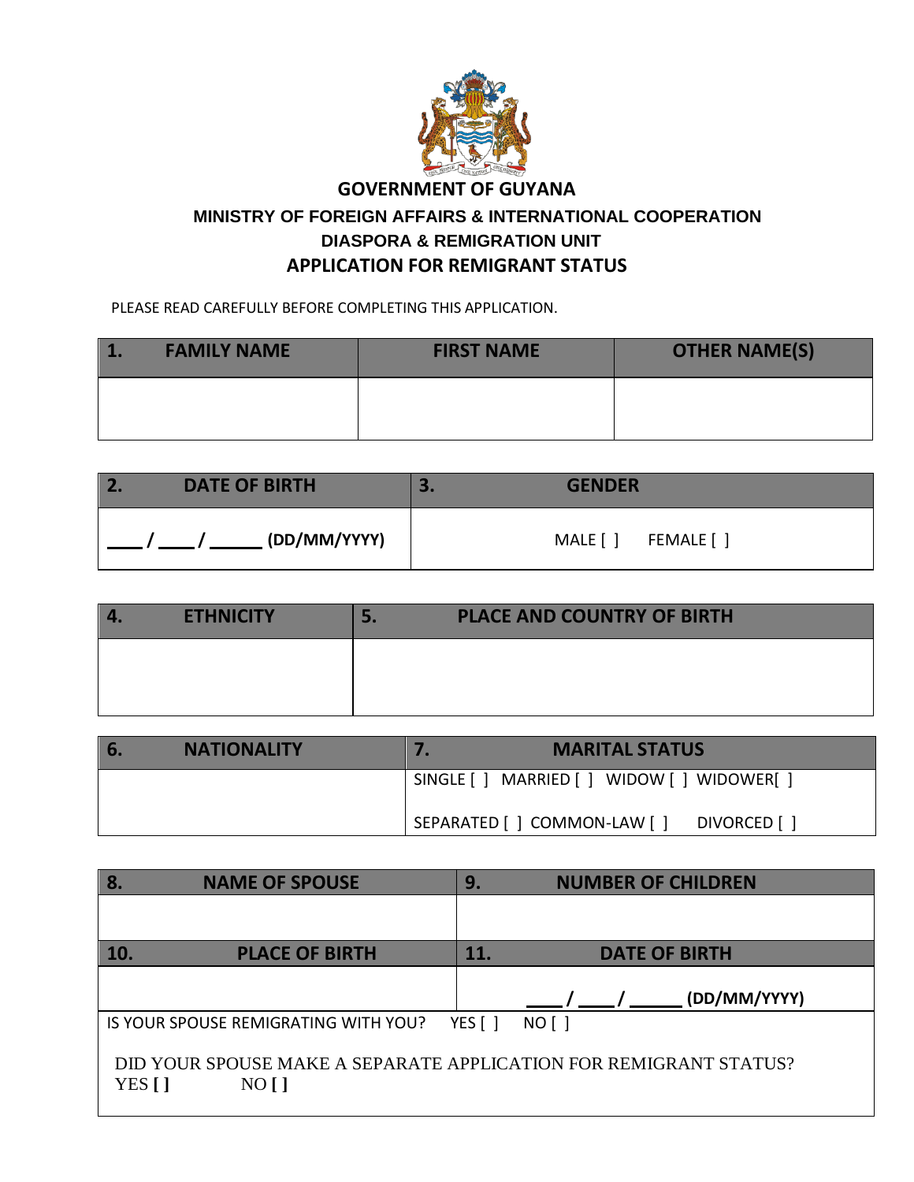# GOVERNMENT OF GUYANA

## MINISTRY OF FOREIGN AFFAIRS & INTERNATIONAL COOPERATION

## DIASPORA & REMIGRATION UNIT

## APPLICATION FOR REMIGRANT STATUS

PLEASE READ CAREFULLY BEFORE COMPLETING THIS APPLICATION.

| 1. FAMILY NAME | FIRST NAME | OTHER NAME(S) |
|---|---|---|
| | | |

| 2. DATE OF BIRTH | 3. GENDER |
|---|---|
| ___ / ___ / _____ (DD/MM/YYYY) | MALE [ ] FEMALE [ ] |

| 4. ETHNICITY | 5. PLACE AND COUNTRY OF BIRTH |
|---|---|
| | |

| 6. NATIONALITY | 7. MARITAL STATUS |
|---|---|
| | SINGLE [ ] MARRIED [ ] WIDOW [ ] WIDOWER[ ]<br>SEPARATED [ ] COMMON-LAW [ ] DIVORCED [ ] |

| 8. NAME OF SPOUSE | 9. NUMBER OF CHILDREN |
|---|---|
| | |
| **10. PLACE OF BIRTH** | **11. DATE OF BIRTH** |
| | ___ / ___ / _____ (DD/MM/YYYY) |

IS YOUR SPOUSE REMIGRATING WITH YOU? YES [ ] NO [ ]

DID YOUR SPOUSE MAKE A SEPARATE APPLICATION FOR REMIGRANT STATUS?
YES **[ ]** NO **[ ]**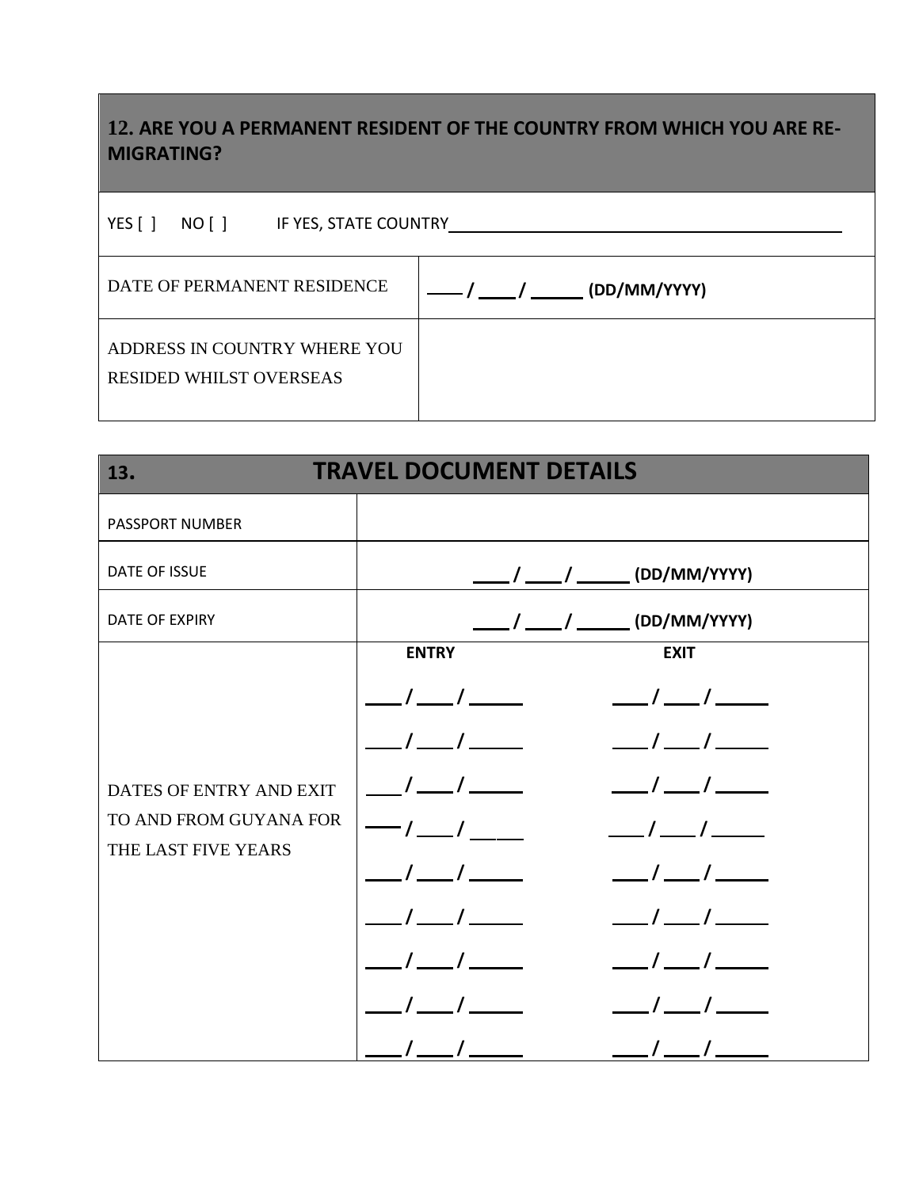## 12. ARE YOU A PERMANENT RESIDENT OF THE COUNTRY FROM WHICH YOU ARE RE-MIGRATING?

YES [ ]   NO [ ]   IF YES, STATE COUNTRY__________________________________________

| | |
|---|---|
| DATE OF PERMANENT RESIDENCE | ___ / ___ / _____ (DD/MM/YYYY) |
| ADDRESS IN COUNTRY WHERE YOU RESIDED WHILST OVERSEAS | |

## 13. TRAVEL DOCUMENT DETAILS

| | | |
|---|---|---|
| PASSPORT NUMBER | | |
| DATE OF ISSUE | ___ / ___ / _____ (DD/MM/YYYY) | |
| DATE OF EXPIRY | ___ / ___ / _____ (DD/MM/YYYY) | |
| DATES OF ENTRY AND EXIT TO AND FROM GUYANA FOR THE LAST FIVE YEARS | **ENTRY** | **EXIT** |
| | ___ / ___ / _____ | ___ / ___ / _____ |
| | ___ / ___ / _____ | ___ / ___ / _____ |
| | ___ / ___ / _____ | ___ / ___ / _____ |
| | ___ / ___ / _____ | ___ / ___ / _____ |
| | ___ / ___ / _____ | ___ / ___ / _____ |
| | ___ / ___ / _____ | ___ / ___ / _____ |
| | ___ / ___ / _____ | ___ / ___ / _____ |
| | ___ / ___ / _____ | ___ / ___ / _____ |
| | ___ / ___ / _____ | ___ / ___ / _____ |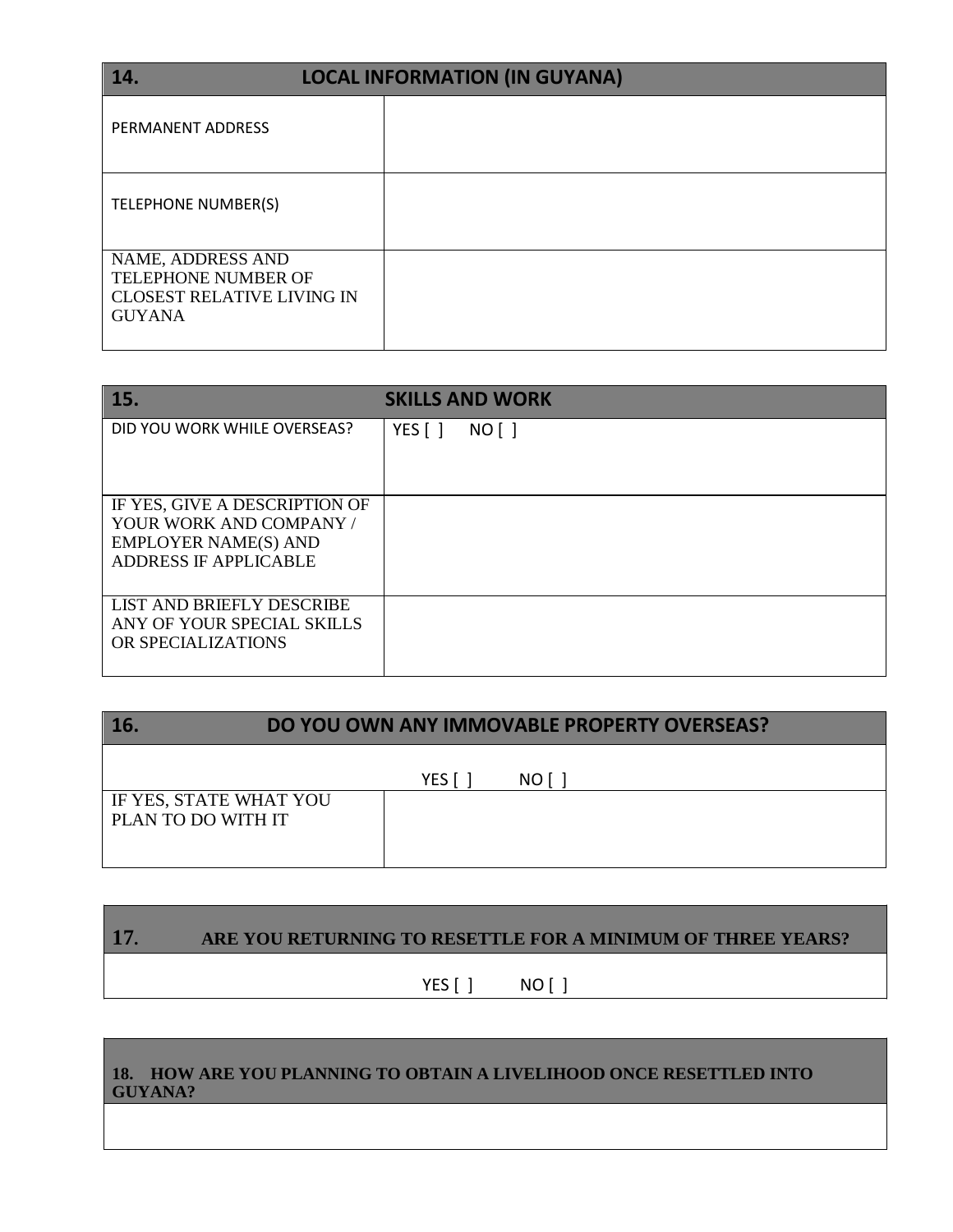| 14. | LOCAL INFORMATION (IN GUYANA) |
| --- | --- |
| PERMANENT ADDRESS | |
| TELEPHONE NUMBER(S) | |
| NAME, ADDRESS AND TELEPHONE NUMBER OF CLOSEST RELATIVE LIVING IN GUYANA | |

| 15. | SKILLS AND WORK |
| --- | --- |
| DID YOU WORK WHILE OVERSEAS? | YES [ ]  NO [ ] |
| IF YES, GIVE A DESCRIPTION OF YOUR WORK AND COMPANY / EMPLOYER NAME(S) AND ADDRESS IF APPLICABLE | |
| LIST AND BRIEFLY DESCRIBE ANY OF YOUR SPECIAL SKILLS OR SPECIALIZATIONS | |

| 16. | DO YOU OWN ANY IMMOVABLE PROPERTY OVERSEAS? |
| --- | --- |
| | YES [ ]  NO [ ] |
| IF YES, STATE WHAT YOU PLAN TO DO WITH IT | |

| 17. ARE YOU RETURNING TO RESETTLE FOR A MINIMUM OF THREE YEARS? |
| --- |
| YES [ ]  NO [ ] |

| 18. HOW ARE YOU PLANNING TO OBTAIN A LIVELIHOOD ONCE RESETTLED INTO GUYANA? |
| --- |
| |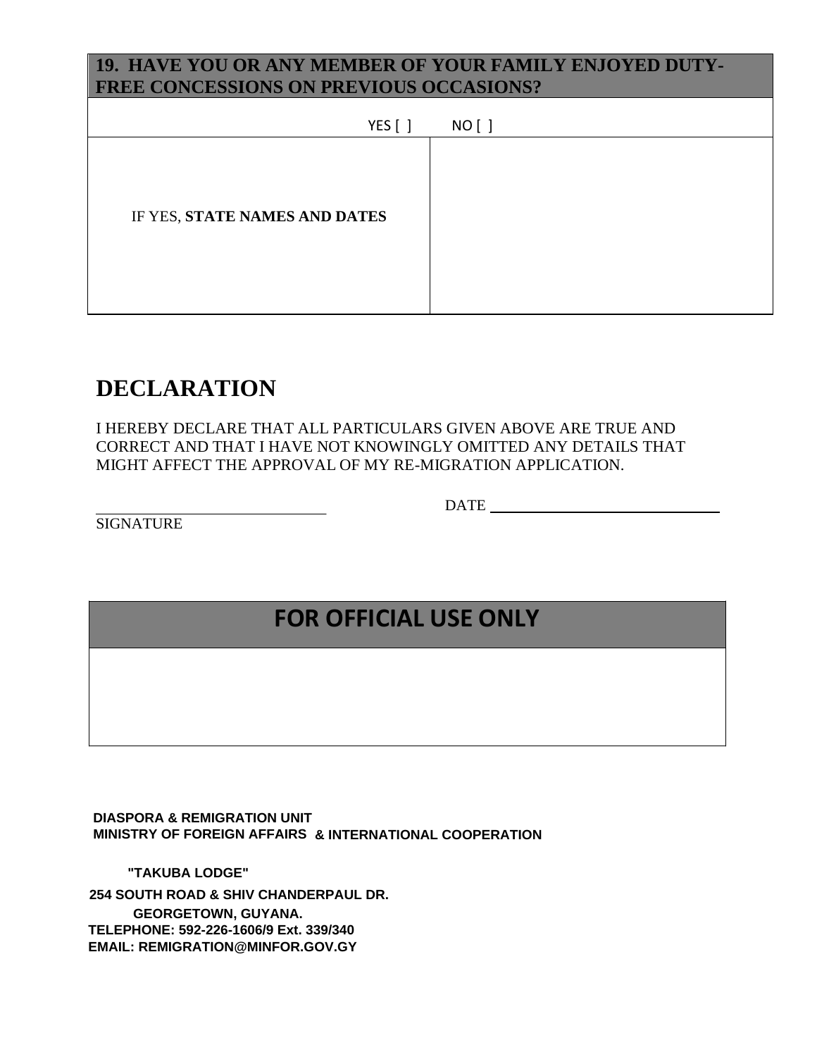| **19. HAVE YOU OR ANY MEMBER OF YOUR FAMILY ENJOYED DUTY-FREE CONCESSIONS ON PREVIOUS OCCASIONS?** | |
|---|---|
| YES [ ] | NO [ ] |
| IF YES, **STATE NAMES AND DATES** | |

# DECLARATION

I HEREBY DECLARE THAT ALL PARTICULARS GIVEN ABOVE ARE TRUE AND CORRECT AND THAT I HAVE NOT KNOWINGLY OMITTED ANY DETAILS THAT MIGHT AFFECT THE APPROVAL OF MY RE-MIGRATION APPLICATION.

______________________________ DATE ______________________________

SIGNATURE

| **FOR OFFICIAL USE ONLY** |
|---|
| |

**DIASPORA & REMIGRATION UNIT**
**MINISTRY OF FOREIGN AFFAIRS & INTERNATIONAL COOPERATION**

**"TAKUBA LODGE"**
**254 SOUTH ROAD & SHIV CHANDERPAUL DR.**
**GEORGETOWN, GUYANA.**
**TELEPHONE: 592-226-1606/9 Ext. 339/340**
**EMAIL: REMIGRATION@MINFOR.GOV.GY**